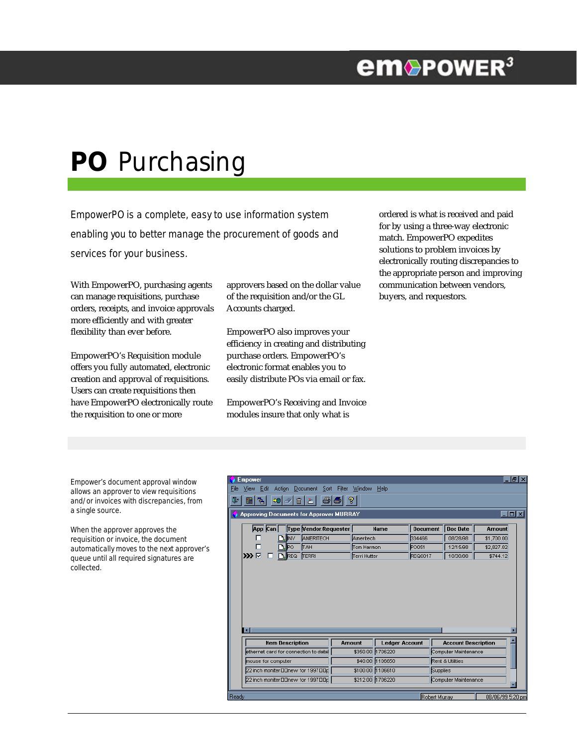# **PO** Purchasing

EmpowerPO is a complete, easy to use information system enabling you to better manage the procurement of goods and services for your business.

With EmpowerPO, purchasing agents can manage requisitions, purchase orders, receipts, and invoice approvals more efficiently and with greater flexibility than ever before.

EmpowerPO's Requisition module offers you fully automated, electronic creation and approval of requisitions. Users can create requisitions then have EmpowerPO electronically route the requisition to one or more approvers based on the dollar value of the requisition and/or the GL Accounts charged.

EmpowerPO also improves your efficiency in creating and distributing purchase orders. EmpowerPO's electronic format enables you to easily distribute POs via email or fax.

EmpowerPO's Receiving and Invoice modules insure that only what is ordered is what is received and paid for by using a three-way electronic match. EmpowerPO expedites solutions to problem invoices by electronically routing discrepancies to the appropriate person and improving communication between vendors, buyers, and requestors.

Empower's document approval window allows an approver to view requisitions and/or invoices with discrepancies, from a single source.

When the approver approves the requisition or invoice, the document automatically moves to the next approver's queue until all required signatures are collected.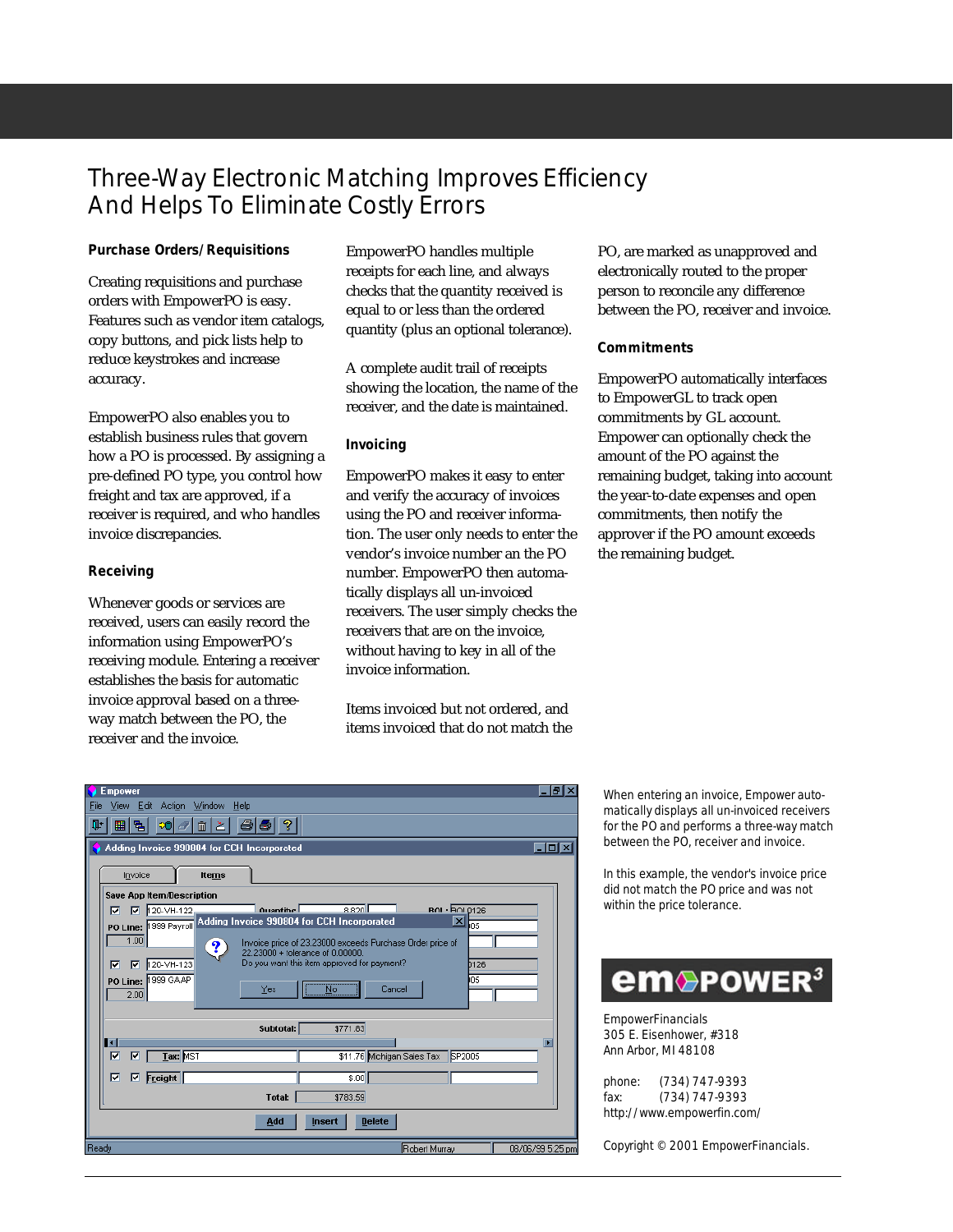# Three-Way Electronic Matching Improves Efficiency And Helps To Eliminate Costly Errors

### Purchase Orders/Requisitions

Creating requisitions and purchase orders with EmpowerPO is easy. Features such as vendor item catalogs, copy buttons, and pick lists help to reduce keystrokes and increase accuracy.

EmpowerPO also enables you to establish business rules that govern how a PO is processed. By assigning a pre-defined PO type, you control how freight and tax are approved, if a receiver is required, and who handles invoice discrepancies.

### Receiving

Whenever goods or services are received, users can easily record the information using EmpowerPO's receiving module. Entering a receiver establishes the basis for automatic invoice approval based on a three-way match between the PO, the receiver and the invoice.

EmpowerPO handles multiple receipts for each line, and always checks that the quantity received is equal to or less than the ordered quantity (plus an optional tolerance).

A complete audit trail of receipts showing the location, the name of the receiver, and the date is maintained.

### Invoicing

EmpowerPO makes it easy to enter and verify the accuracy of invoices using the PO and receiver information. The user only needs to enter the vendor's invoice number an the PO number. EmpowerPO then automatically displays all un-invoiced receivers. The user simply checks the receivers that are on the invoice, without having to key in all of the invoice information.

Items invoiced but not ordered, and items invoiced that do not match the PO, are marked as unapproved and electronically routed to the proper person to reconcile any difference between the PO, receiver and invoice.

### Commitments

EmpowerPO automatically interfaces to EmpowerGL to track open commitments by GL account. Empower can optionally check the amount of the PO against the remaining budget, taking into account the year-to-date expenses and open commitments, then notify the approver if the PO amount exceeds the remaining budget.

When entering an invoice, Empower automatically displays all un-invoiced receivers for the PO and performs a three-way match between the PO, receiver and invoice.

In this example, the vendor's invoice price did not match the PO price and was not within the price tolerance.

EmpowerFinancials
305 E. Eisenhower, #318
Ann Arbor, MI 48108

phone: (734) 747-9393
fax: (734) 747-9393
http://www.empowerfin.com/

Copyright © 2001 EmpowerFinancials.